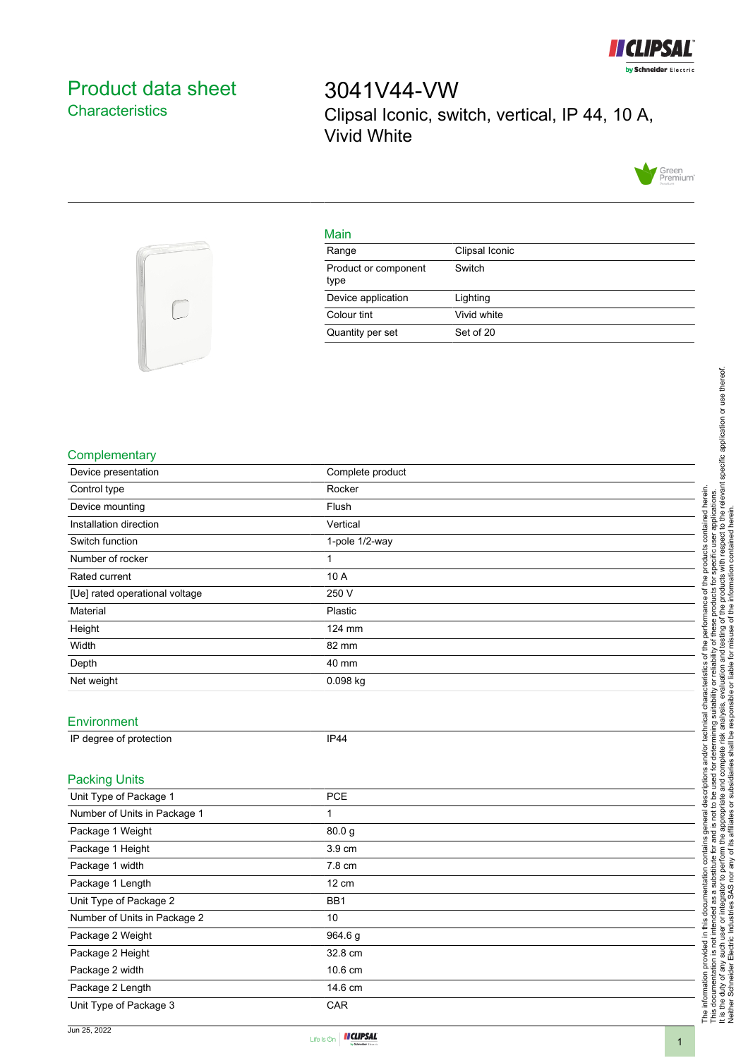# Product data sheet
## Characteristics

# 3041V44-VW

Clipsal Iconic, switch, vertical, IP 44, 10 A, Vivid White

### Main

| | |
|---|---|
| Range | Clipsal Iconic |
| Product or component type | Switch |
| Device application | Lighting |
| Colour tint | Vivid white |
| Quantity per set | Set of 20 |

### Complementary

| | |
|---|---|
| Device presentation | Complete product |
| Control type | Rocker |
| Device mounting | Flush |
| Installation direction | Vertical |
| Switch function | 1-pole 1/2-way |
| Number of rocker | 1 |
| Rated current | 10 A |
| [Ue] rated operational voltage | 250 V |
| Material | Plastic |
| Height | 124 mm |
| Width | 82 mm |
| Depth | 40 mm |
| Net weight | 0.098 kg |

### Environment

| | |
|---|---|
| IP degree of protection | IP44 |

### Packing Units

| | |
|---|---|
| Unit Type of Package 1 | PCE |
| Number of Units in Package 1 | 1 |
| Package 1 Weight | 80.0 g |
| Package 1 Height | 3.9 cm |
| Package 1 width | 7.8 cm |
| Package 1 Length | 12 cm |
| Unit Type of Package 2 | BB1 |
| Number of Units in Package 2 | 10 |
| Package 2 Weight | 964.6 g |
| Package 2 Height | 32.8 cm |
| Package 2 width | 10.6 cm |
| Package 2 Length | 14.6 cm |
| Unit Type of Package 3 | CAR |

The information provided in this documentation contains general descriptions and/or technical characteristics of the performance of the products contained herein. This documentation is not intended as a substitute for and is not to be used for determining suitability or reliability of these products for specific user applications. It is the duty of any such user or integrator to perform the appropriate and complete risk analysis, evaluation and testing of the products with respect to the relevant specific application or use thereof. Neither Schneider Electric Industries SAS nor any of its affiliates or subsidiaries shall be responsible or liable for misuse of the information contained herein.

Jun 25, 2022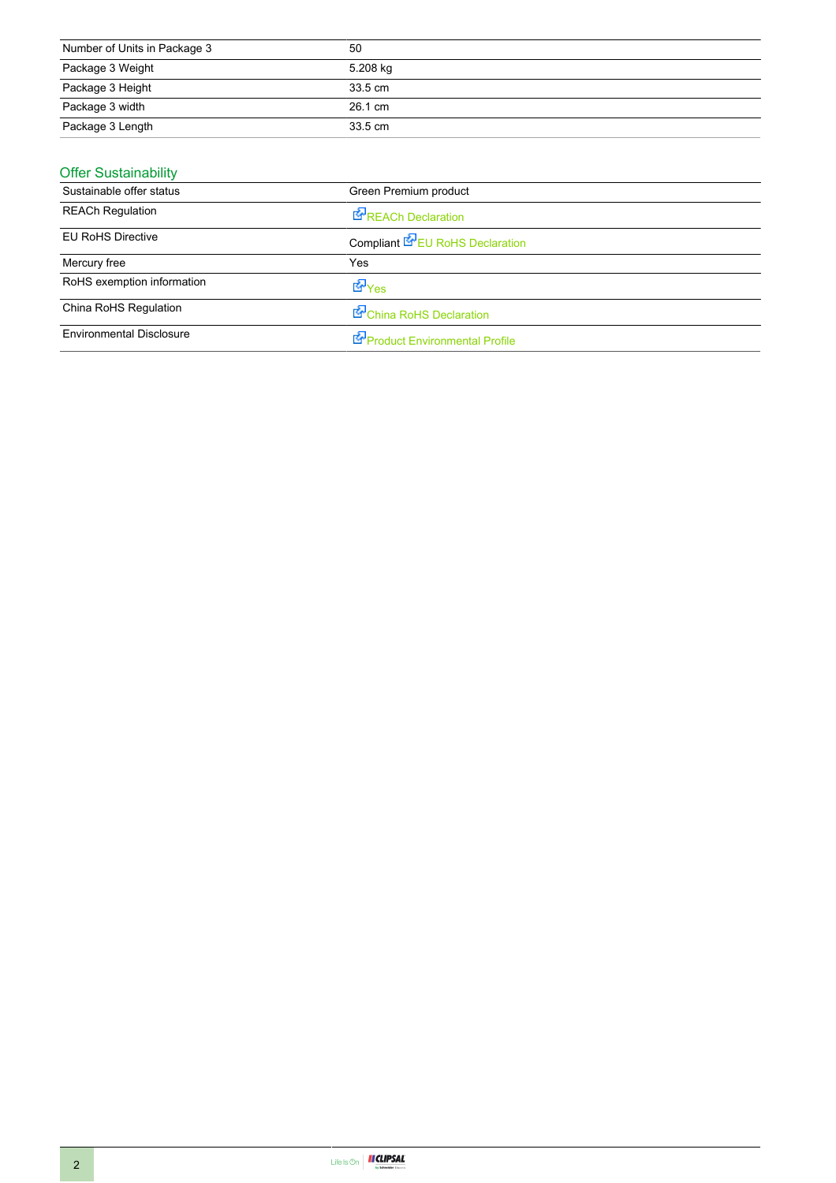| | |
|---|---|
| Number of Units in Package 3 | 50 |
| Package 3 Weight | 5.208 kg |
| Package 3 Height | 33.5 cm |
| Package 3 width | 26.1 cm |
| Package 3 Length | 33.5 cm |

## Offer Sustainability

| | |
|---|---|
| Sustainable offer status | Green Premium product |
| REACh Regulation | REACh Declaration |
| EU RoHS Directive | Compliant EU RoHS Declaration |
| Mercury free | Yes |
| RoHS exemption information | Yes |
| China RoHS Regulation | China RoHS Declaration |
| Environmental Disclosure | Product Environmental Profile |